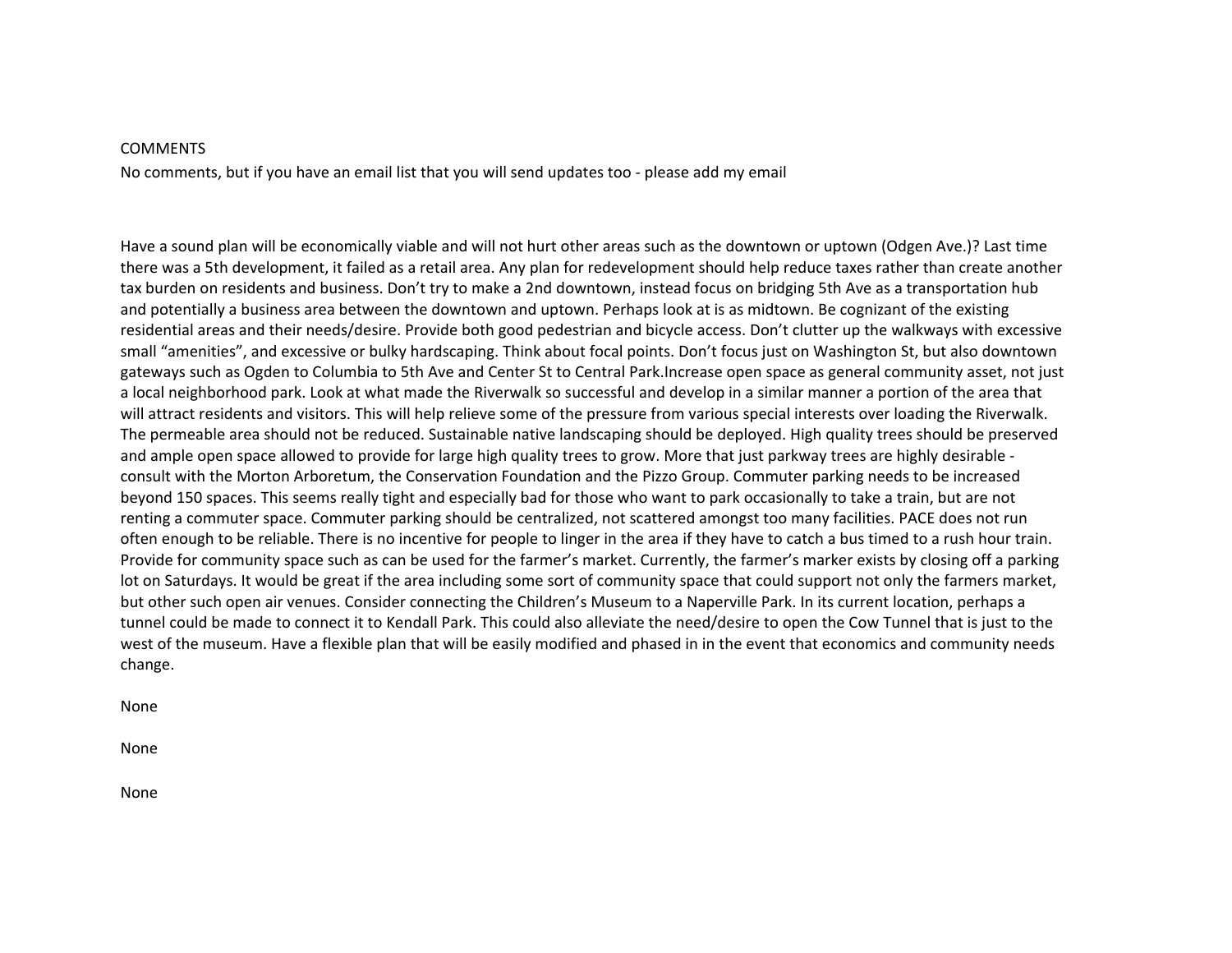COMMENTS

No comments, but if you have an email list that you will send updates too - please add my email

Have a sound plan will be economically viable and will not hurt other areas such as the downtown or uptown (Odgen Ave.)? Last time there was a 5th development, it failed as a retail area. Any plan for redevelopment should help reduce taxes rather than create another tax burden on residents and business. Don't try to make a 2nd downtown, instead focus on bridging 5th Ave as a transportation hub and potentially a business area between the downtown and uptown. Perhaps look at is as midtown. Be cognizant of the existing residential areas and their needs/desire. Provide both good pedestrian and bicycle access. Don't clutter up the walkways with excessive small "amenities", and excessive or bulky hardscaping. Think about focal points. Don't focus just on Washington St, but also downtown gateways such as Ogden to Columbia to 5th Ave and Center St to Central Park.Increase open space as general community asset, not just a local neighborhood park. Look at what made the Riverwalk so successful and develop in a similar manner a portion of the area that will attract residents and visitors. This will help relieve some of the pressure from various special interests over loading the Riverwalk. The permeable area should not be reduced. Sustainable native landscaping should be deployed. High quality trees should be preserved and ample open space allowed to provide for large high quality trees to grow. More that just parkway trees are highly desirable - consult with the Morton Arboretum, the Conservation Foundation and the Pizzo Group. Commuter parking needs to be increased beyond 150 spaces. This seems really tight and especially bad for those who want to park occasionally to take a train, but are not renting a commuter space. Commuter parking should be centralized, not scattered amongst too many facilities. PACE does not run often enough to be reliable. There is no incentive for people to linger in the area if they have to catch a bus timed to a rush hour train. Provide for community space such as can be used for the farmer's market. Currently, the farmer's marker exists by closing off a parking lot on Saturdays. It would be great if the area including some sort of community space that could support not only the farmers market, but other such open air venues. Consider connecting the Children's Museum to a Naperville Park. In its current location, perhaps a tunnel could be made to connect it to Kendall Park. This could also alleviate the need/desire to open the Cow Tunnel that is just to the west of the museum. Have a flexible plan that will be easily modified and phased in in the event that economics and community needs change.

None

None

None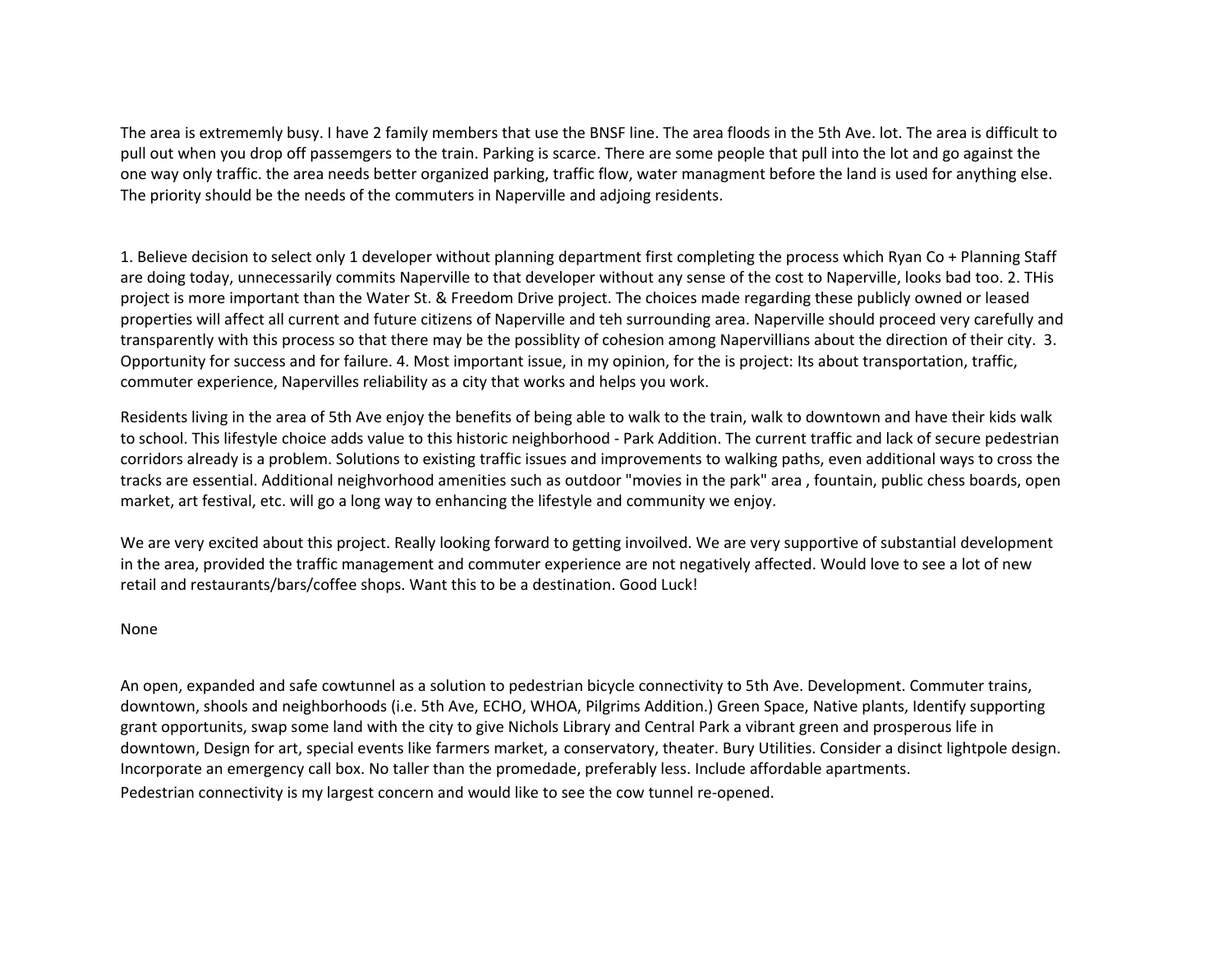The area is extrememly busy. I have 2 family members that use the BNSF line. The area floods in the 5th Ave. lot. The area is difficult to pull out when you drop off passemgers to the train. Parking is scarce. There are some people that pull into the lot and go against the one way only traffic. the area needs better organized parking, traffic flow, water managment before the land is used for anything else. The priority should be the needs of the commuters in Naperville and adjoing residents.

1. Believe decision to select only 1 developer without planning department first completing the process which Ryan Co + Planning Staff are doing today, unnecessarily commits Naperville to that developer without any sense of the cost to Naperville, looks bad too. 2. THis project is more important than the Water St. & Freedom Drive project. The choices made regarding these publicly owned or leased properties will affect all current and future citizens of Naperville and teh surrounding area. Naperville should proceed very carefully and transparently with this process so that there may be the possiblity of cohesion among Napervillians about the direction of their city. 3. Opportunity for success and for failure. 4. Most important issue, in my opinion, for the is project: Its about transportation, traffic, commuter experience, Napervilles reliability as a city that works and helps you work.

Residents living in the area of 5th Ave enjoy the benefits of being able to walk to the train, walk to downtown and have their kids walk to school. This lifestyle choice adds value to this historic neighborhood - Park Addition. The current traffic and lack of secure pedestrian corridors already is a problem. Solutions to existing traffic issues and improvements to walking paths, even additional ways to cross the tracks are essential. Additional neighvorhood amenities such as outdoor "movies in the park" area , fountain, public chess boards, open market, art festival, etc. will go a long way to enhancing the lifestyle and community we enjoy.

We are very excited about this project. Really looking forward to getting invoilved. We are very supportive of substantial development in the area, provided the traffic management and commuter experience are not negatively affected. Would love to see a lot of new retail and restaurants/bars/coffee shops. Want this to be a destination. Good Luck!

None

An open, expanded and safe cowtunnel as a solution to pedestrian bicycle connectivity to 5th Ave. Development. Commuter trains, downtown, shools and neighborhoods (i.e. 5th Ave, ECHO, WHOA, Pilgrims Addition.) Green Space, Native plants, Identify supporting grant opportunits, swap some land with the city to give Nichols Library and Central Park a vibrant green and prosperous life in downtown, Design for art, special events like farmers market, a conservatory, theater. Bury Utilities. Consider a disinct lightpole design. Incorporate an emergency call box. No taller than the promedade, preferably less. Include affordable apartments.

Pedestrian connectivity is my largest concern and would like to see the cow tunnel re-opened.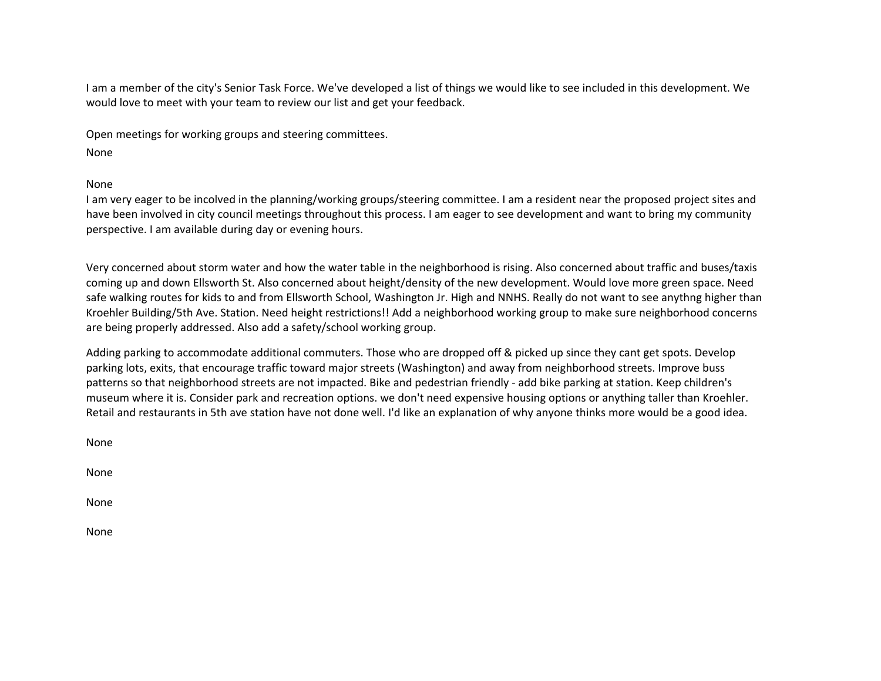I am a member of the city's Senior Task Force. We've developed a list of things we would like to see included in this development. We would love to meet with your team to review our list and get your feedback.

Open meetings for working groups and steering committees.

None

None

I am very eager to be incolved in the planning/working groups/steering committee. I am a resident near the proposed project sites and have been involved in city council meetings throughout this process. I am eager to see development and want to bring my community perspective. I am available during day or evening hours.

Very concerned about storm water and how the water table in the neighborhood is rising. Also concerned about traffic and buses/taxis coming up and down Ellsworth St. Also concerned about height/density of the new development. Would love more green space. Need safe walking routes for kids to and from Ellsworth School, Washington Jr. High and NNHS. Really do not want to see anythng higher than Kroehler Building/5th Ave. Station. Need height restrictions!! Add a neighborhood working group to make sure neighborhood concerns are being properly addressed. Also add a safety/school working group.

Adding parking to accommodate additional commuters. Those who are dropped off & picked up since they cant get spots. Develop parking lots, exits, that encourage traffic toward major streets (Washington) and away from neighborhood streets. Improve buss patterns so that neighborhood streets are not impacted. Bike and pedestrian friendly - add bike parking at station. Keep children's museum where it is. Consider park and recreation options. we don't need expensive housing options or anything taller than Kroehler. Retail and restaurants in 5th ave station have not done well. I'd like an explanation of why anyone thinks more would be a good idea.

None

None

None

None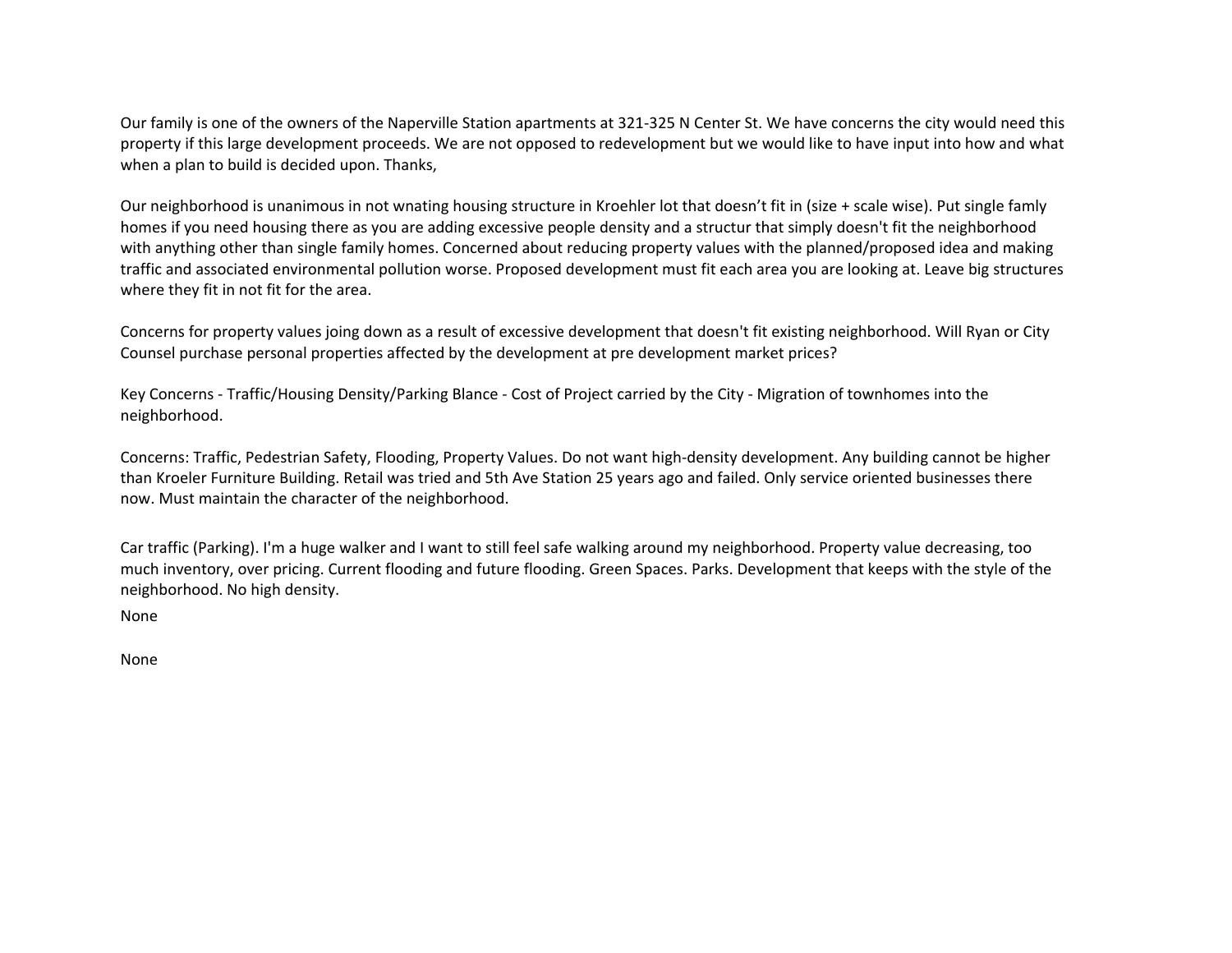Our family is one of the owners of the Naperville Station apartments at 321-325 N Center St. We have concerns the city would need this property if this large development proceeds. We are not opposed to redevelopment but we would like to have input into how and what when a plan to build is decided upon. Thanks,

Our neighborhood is unanimous in not wnating housing structure in Kroehler lot that doesn't fit in (size + scale wise). Put single famly homes if you need housing there as you are adding excessive people density and a structur that simply doesn't fit the neighborhood with anything other than single family homes. Concerned about reducing property values with the planned/proposed idea and making traffic and associated environmental pollution worse. Proposed development must fit each area you are looking at. Leave big structures where they fit in not fit for the area.

Concerns for property values joing down as a result of excessive development that doesn't fit existing neighborhood. Will Ryan or City Counsel purchase personal properties affected by the development at pre development market prices?

Key Concerns - Traffic/Housing Density/Parking Blance - Cost of Project carried by the City - Migration of townhomes into the neighborhood.

Concerns: Traffic, Pedestrian Safety, Flooding, Property Values. Do not want high-density development. Any building cannot be higher than Kroeler Furniture Building. Retail was tried and 5th Ave Station 25 years ago and failed. Only service oriented businesses there now. Must maintain the character of the neighborhood.

Car traffic (Parking). I'm a huge walker and I want to still feel safe walking around my neighborhood. Property value decreasing, too much inventory, over pricing. Current flooding and future flooding. Green Spaces. Parks. Development that keeps with the style of the neighborhood. No high density.

None

None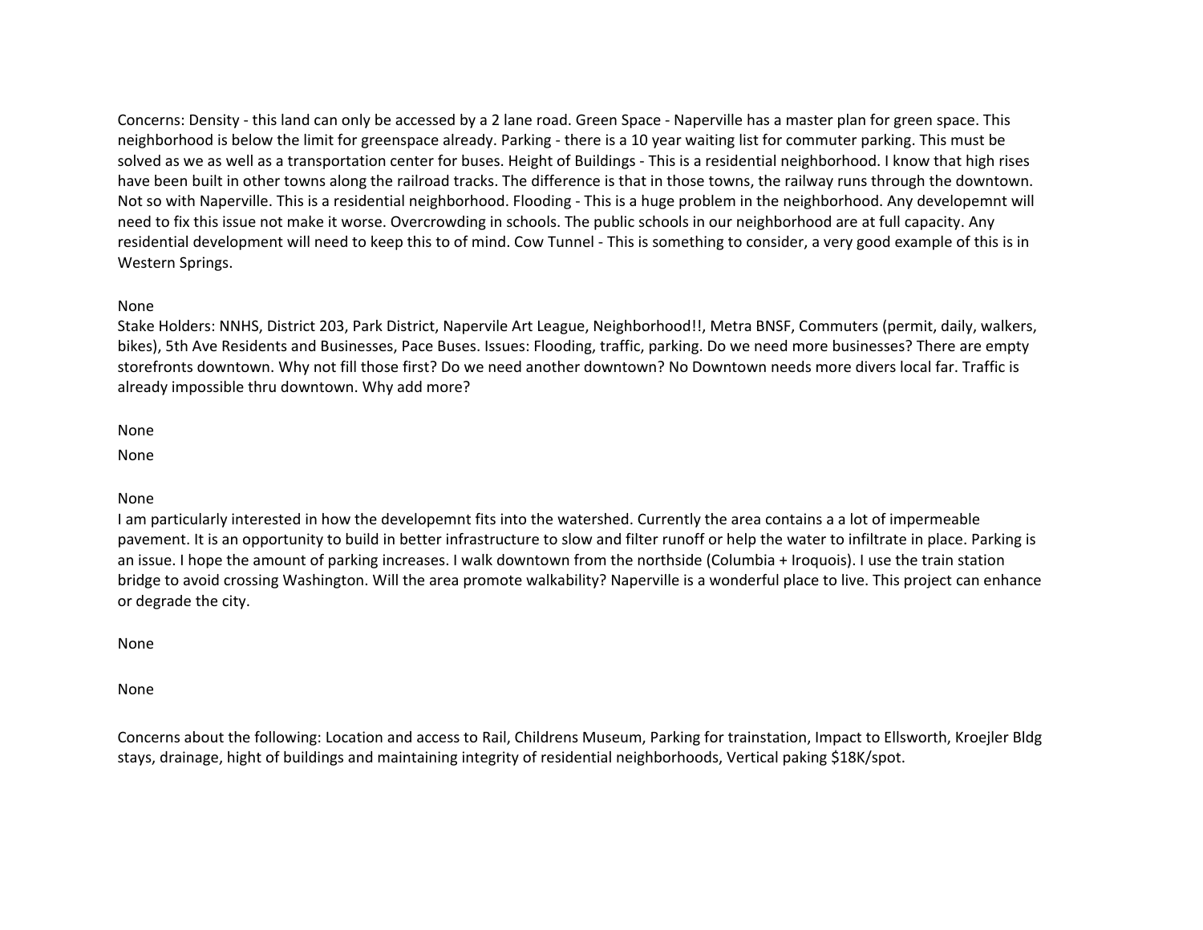Concerns: Density - this land can only be accessed by a 2 lane road. Green Space - Naperville has a master plan for green space. This neighborhood is below the limit for greenspace already. Parking - there is a 10 year waiting list for commuter parking. This must be solved as we as well as a transportation center for buses. Height of Buildings - This is a residential neighborhood. I know that high rises have been built in other towns along the railroad tracks. The difference is that in those towns, the railway runs through the downtown. Not so with Naperville. This is a residential neighborhood. Flooding - This is a huge problem in the neighborhood. Any developemnt will need to fix this issue not make it worse. Overcrowding in schools. The public schools in our neighborhood are at full capacity. Any residential development will need to keep this to of mind. Cow Tunnel - This is something to consider, a very good example of this is in Western Springs.

None

Stake Holders: NNHS, District 203, Park District, Napervile Art League, Neighborhood!!, Metra BNSF, Commuters (permit, daily, walkers, bikes), 5th Ave Residents and Businesses, Pace Buses. Issues: Flooding, traffic, parking. Do we need more businesses? There are empty storefronts downtown. Why not fill those first? Do we need another downtown? No Downtown needs more divers local far. Traffic is already impossible thru downtown. Why add more?

None

None

None

I am particularly interested in how the developemnt fits into the watershed. Currently the area contains a a lot of impermeable pavement. It is an opportunity to build in better infrastructure to slow and filter runoff or help the water to infiltrate in place. Parking is an issue. I hope the amount of parking increases. I walk downtown from the northside (Columbia + Iroquois). I use the train station bridge to avoid crossing Washington. Will the area promote walkability? Naperville is a wonderful place to live. This project can enhance or degrade the city.

None

None

Concerns about the following: Location and access to Rail, Childrens Museum, Parking for trainstation, Impact to Ellsworth, Kroejler Bldg stays, drainage, hight of buildings and maintaining integrity of residential neighborhoods, Vertical paking $18K/spot.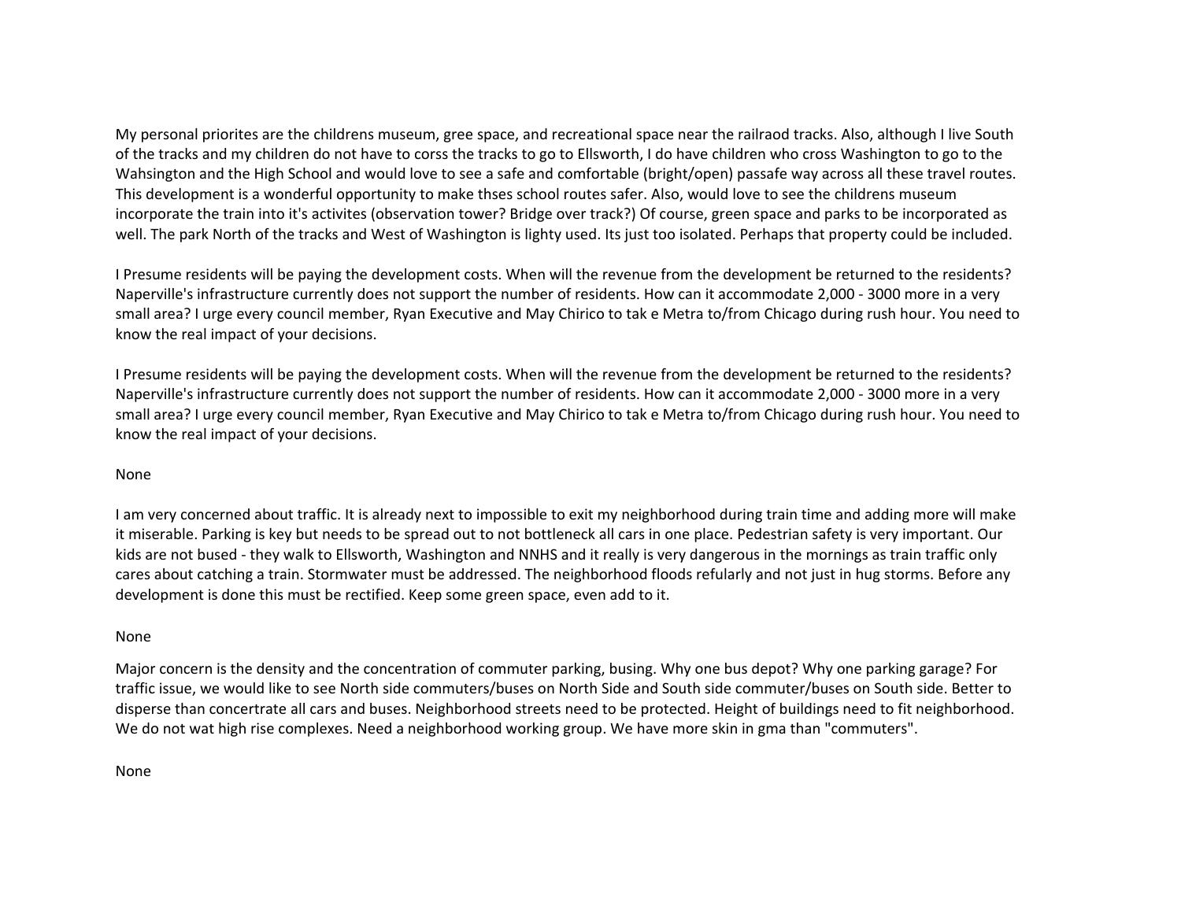My personal priorites are the childrens museum, gree space, and recreational space near the railraod tracks. Also, although I live South of the tracks and my children do not have to corss the tracks to go to Ellsworth, I do have children who cross Washington to go to the Wahsington and the High School and would love to see a safe and comfortable (bright/open) passafe way across all these travel routes. This development is a wonderful opportunity to make thses school routes safer. Also, would love to see the childrens museum incorporate the train into it's activites (observation tower? Bridge over track?) Of course, green space and parks to be incorporated as well. The park North of the tracks and West of Washington is lighty used. Its just too isolated. Perhaps that property could be included.

I Presume residents will be paying the development costs. When will the revenue from the development be returned to the residents? Naperville's infrastructure currently does not support the number of residents. How can it accommodate 2,000 - 3000 more in a very small area? I urge every council member, Ryan Executive and May Chirico to tak e Metra to/from Chicago during rush hour. You need to know the real impact of your decisions.

I Presume residents will be paying the development costs. When will the revenue from the development be returned to the residents? Naperville's infrastructure currently does not support the number of residents. How can it accommodate 2,000 - 3000 more in a very small area? I urge every council member, Ryan Executive and May Chirico to tak e Metra to/from Chicago during rush hour. You need to know the real impact of your decisions.

None

I am very concerned about traffic. It is already next to impossible to exit my neighborhood during train time and adding more will make it miserable. Parking is key but needs to be spread out to not bottleneck all cars in one place. Pedestrian safety is very important. Our kids are not bused - they walk to Ellsworth, Washington and NNHS and it really is very dangerous in the mornings as train traffic only cares about catching a train. Stormwater must be addressed. The neighborhood floods refularly and not just in hug storms. Before any development is done this must be rectified. Keep some green space, even add to it.

None

Major concern is the density and the concentration of commuter parking, busing. Why one bus depot? Why one parking garage? For traffic issue, we would like to see North side commuters/buses on North Side and South side commuter/buses on South side. Better to disperse than concertrate all cars and buses. Neighborhood streets need to be protected. Height of buildings need to fit neighborhood. We do not wat high rise complexes. Need a neighborhood working group. We have more skin in gma than "commuters".

None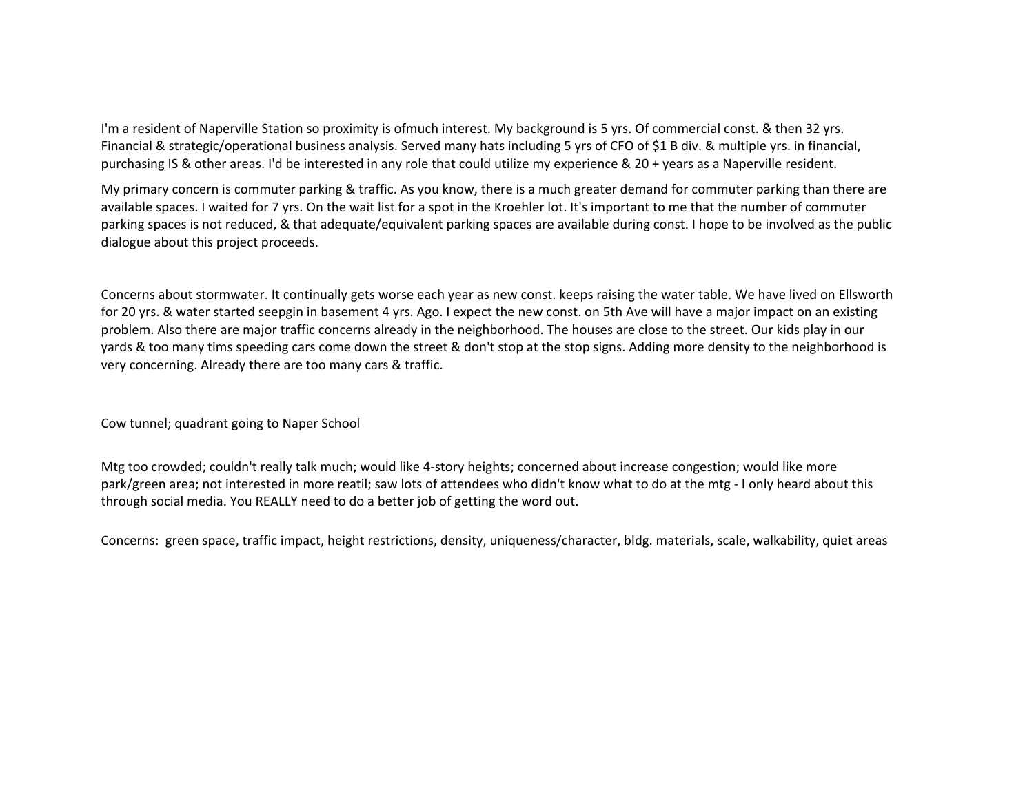I'm a resident of Naperville Station so proximity is ofmuch interest. My background is 5 yrs. Of commercial const. & then 32 yrs. Financial & strategic/operational business analysis. Served many hats including 5 yrs of CFO of $1 B div. & multiple yrs. in financial, purchasing IS & other areas. I'd be interested in any role that could utilize my experience & 20 + years as a Naperville resident.

My primary concern is commuter parking & traffic. As you know, there is a much greater demand for commuter parking than there are available spaces. I waited for 7 yrs. On the wait list for a spot in the Kroehler lot. It's important to me that the number of commuter parking spaces is not reduced, & that adequate/equivalent parking spaces are available during const. I hope to be involved as the public dialogue about this project proceeds.

Concerns about stormwater. It continually gets worse each year as new const. keeps raising the water table. We have lived on Ellsworth for 20 yrs. & water started seepgin in basement 4 yrs. Ago. I expect the new const. on 5th Ave will have a major impact on an existing problem. Also there are major traffic concerns already in the neighborhood. The houses are close to the street. Our kids play in our yards & too many tims speeding cars come down the street & don't stop at the stop signs. Adding more density to the neighborhood is very concerning. Already there are too many cars & traffic.

Cow tunnel; quadrant going to Naper School

Mtg too crowded; couldn't really talk much; would like 4-story heights; concerned about increase congestion; would like more park/green area; not interested in more reatil; saw lots of attendees who didn't know what to do at the mtg - I only heard about this through social media. You REALLY need to do a better job of getting the word out.

Concerns:  green space, traffic impact, height restrictions, density, uniqueness/character, bldg. materials, scale, walkability, quiet areas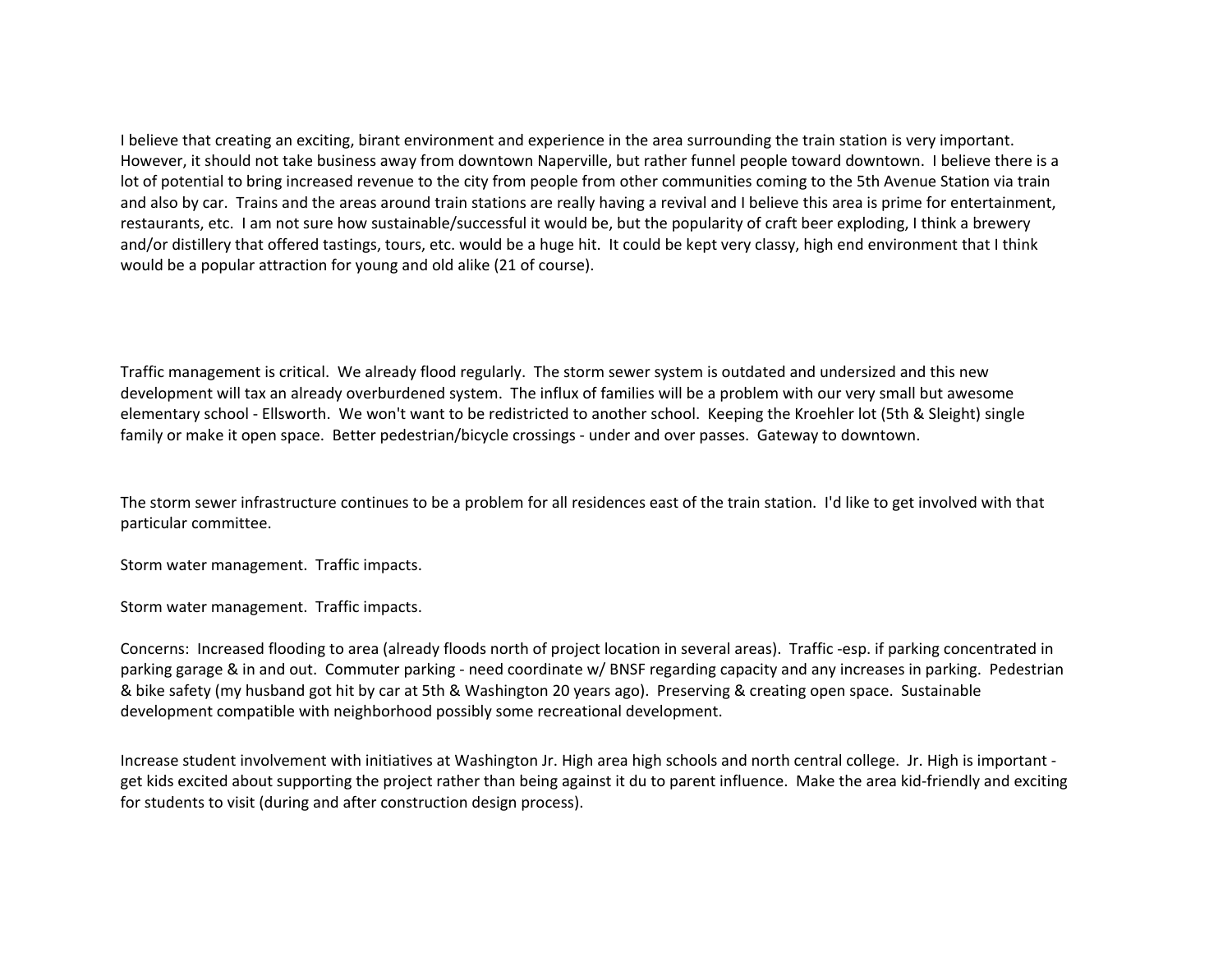I believe that creating an exciting, birant environment and experience in the area surrounding the train station is very important. However, it should not take business away from downtown Naperville, but rather funnel people toward downtown. I believe there is a lot of potential to bring increased revenue to the city from people from other communities coming to the 5th Avenue Station via train and also by car. Trains and the areas around train stations are really having a revival and I believe this area is prime for entertainment, restaurants, etc. I am not sure how sustainable/successful it would be, but the popularity of craft beer exploding, I think a brewery and/or distillery that offered tastings, tours, etc. would be a huge hit. It could be kept very classy, high end environment that I think would be a popular attraction for young and old alike (21 of course).

Traffic management is critical. We already flood regularly. The storm sewer system is outdated and undersized and this new development will tax an already overburdened system. The influx of families will be a problem with our very small but awesome elementary school - Ellsworth. We won't want to be redistricted to another school. Keeping the Kroehler lot (5th & Sleight) single family or make it open space. Better pedestrian/bicycle crossings - under and over passes. Gateway to downtown.

The storm sewer infrastructure continues to be a problem for all residences east of the train station. I'd like to get involved with that particular committee.

Storm water management. Traffic impacts.

Storm water management. Traffic impacts.

Concerns: Increased flooding to area (already floods north of project location in several areas). Traffic -esp. if parking concentrated in parking garage & in and out. Commuter parking - need coordinate w/ BNSF regarding capacity and any increases in parking. Pedestrian & bike safety (my husband got hit by car at 5th & Washington 20 years ago). Preserving & creating open space. Sustainable development compatible with neighborhood possibly some recreational development.

Increase student involvement with initiatives at Washington Jr. High area high schools and north central college. Jr. High is important - get kids excited about supporting the project rather than being against it du to parent influence. Make the area kid-friendly and exciting for students to visit (during and after construction design process).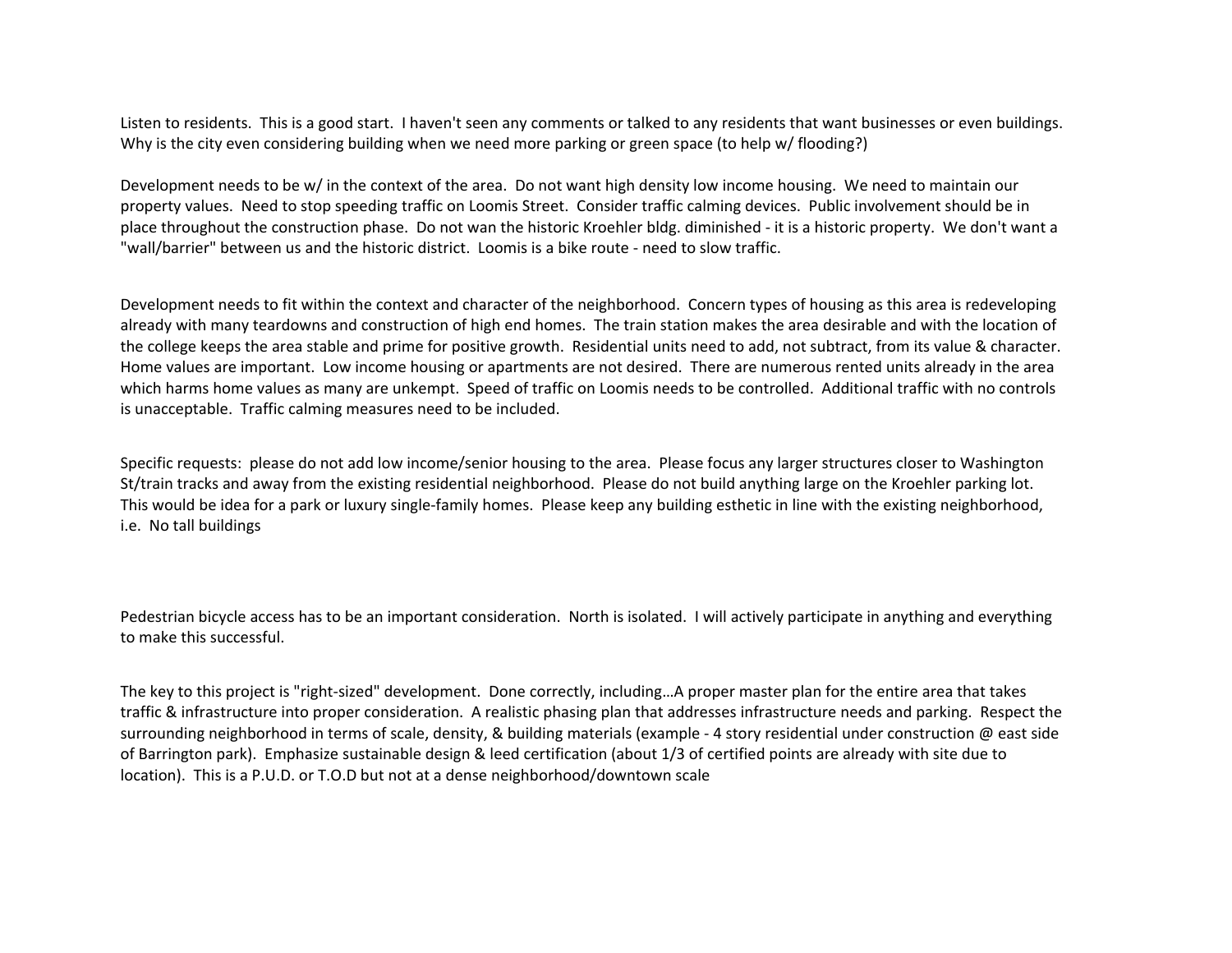Listen to residents. This is a good start. I haven't seen any comments or talked to any residents that want businesses or even buildings. Why is the city even considering building when we need more parking or green space (to help w/ flooding?)

Development needs to be w/ in the context of the area. Do not want high density low income housing. We need to maintain our property values. Need to stop speeding traffic on Loomis Street. Consider traffic calming devices. Public involvement should be in place throughout the construction phase. Do not wan the historic Kroehler bldg. diminished - it is a historic property. We don't want a "wall/barrier" between us and the historic district. Loomis is a bike route - need to slow traffic.

Development needs to fit within the context and character of the neighborhood. Concern types of housing as this area is redeveloping already with many teardowns and construction of high end homes. The train station makes the area desirable and with the location of the college keeps the area stable and prime for positive growth. Residential units need to add, not subtract, from its value & character. Home values are important. Low income housing or apartments are not desired. There are numerous rented units already in the area which harms home values as many are unkempt. Speed of traffic on Loomis needs to be controlled. Additional traffic with no controls is unacceptable. Traffic calming measures need to be included.

Specific requests: please do not add low income/senior housing to the area. Please focus any larger structures closer to Washington St/train tracks and away from the existing residential neighborhood. Please do not build anything large on the Kroehler parking lot. This would be idea for a park or luxury single-family homes. Please keep any building esthetic in line with the existing neighborhood, i.e. No tall buildings

Pedestrian bicycle access has to be an important consideration. North is isolated. I will actively participate in anything and everything to make this successful.

The key to this project is "right-sized" development. Done correctly, including…A proper master plan for the entire area that takes traffic & infrastructure into proper consideration. A realistic phasing plan that addresses infrastructure needs and parking. Respect the surrounding neighborhood in terms of scale, density, & building materials (example - 4 story residential under construction @ east side of Barrington park). Emphasize sustainable design & leed certification (about 1/3 of certified points are already with site due to location). This is a P.U.D. or T.O.D but not at a dense neighborhood/downtown scale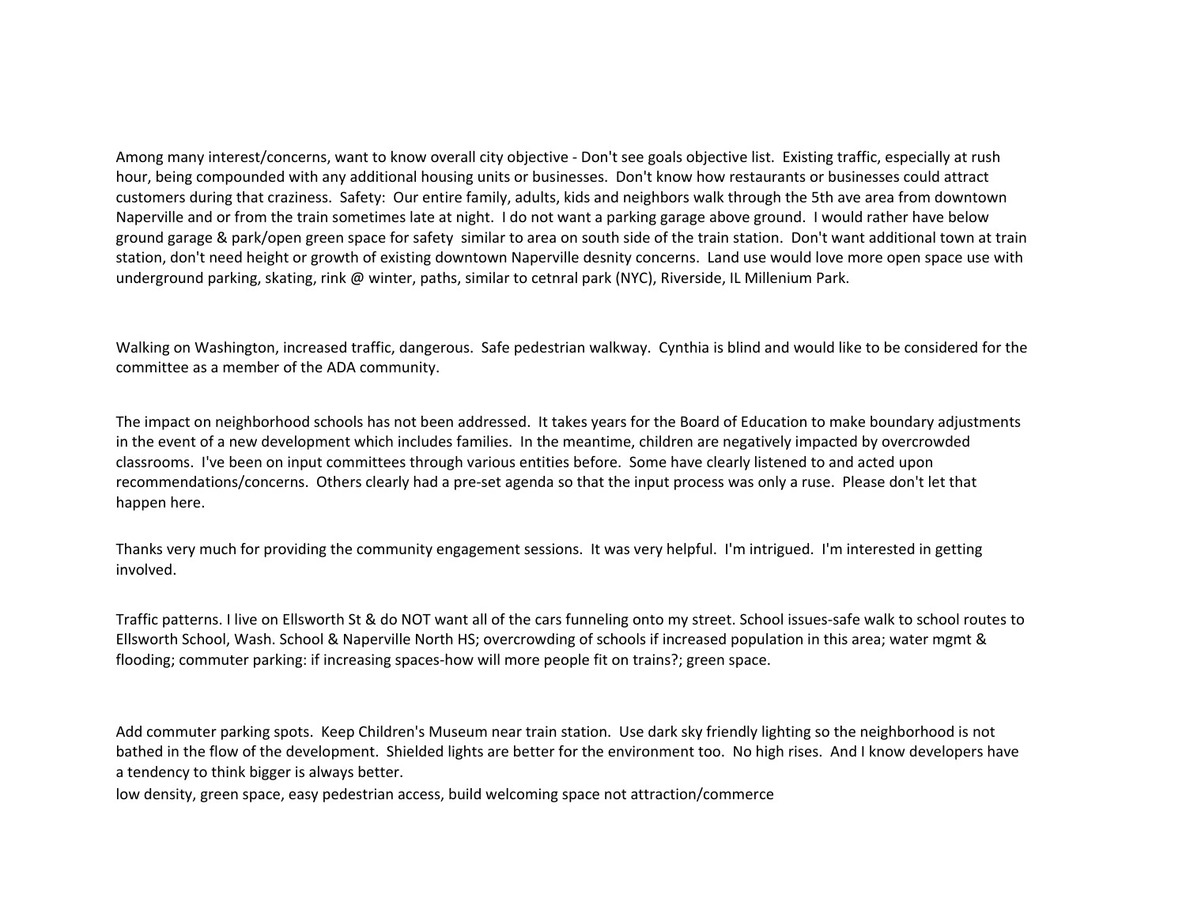Among many interest/concerns, want to know overall city objective - Don't see goals objective list. Existing traffic, especially at rush hour, being compounded with any additional housing units or businesses. Don't know how restaurants or businesses could attract customers during that craziness. Safety: Our entire family, adults, kids and neighbors walk through the 5th ave area from downtown Naperville and or from the train sometimes late at night. I do not want a parking garage above ground. I would rather have below ground garage & park/open green space for safety similar to area on south side of the train station. Don't want additional town at train station, don't need height or growth of existing downtown Naperville desnity concerns. Land use would love more open space use with underground parking, skating, rink @ winter, paths, similar to cetnral park (NYC), Riverside, IL Millenium Park.

Walking on Washington, increased traffic, dangerous. Safe pedestrian walkway. Cynthia is blind and would like to be considered for the committee as a member of the ADA community.

The impact on neighborhood schools has not been addressed. It takes years for the Board of Education to make boundary adjustments in the event of a new development which includes families. In the meantime, children are negatively impacted by overcrowded classrooms. I've been on input committees through various entities before. Some have clearly listened to and acted upon recommendations/concerns. Others clearly had a pre-set agenda so that the input process was only a ruse. Please don't let that happen here.

Thanks very much for providing the community engagement sessions. It was very helpful. I'm intrigued. I'm interested in getting involved.

Traffic patterns. I live on Ellsworth St & do NOT want all of the cars funneling onto my street. School issues-safe walk to school routes to Ellsworth School, Wash. School & Naperville North HS; overcrowding of schools if increased population in this area; water mgmt & flooding; commuter parking: if increasing spaces-how will more people fit on trains?; green space.

Add commuter parking spots. Keep Children's Museum near train station. Use dark sky friendly lighting so the neighborhood is not bathed in the flow of the development. Shielded lights are better for the environment too. No high rises. And I know developers have a tendency to think bigger is always better.

low density, green space, easy pedestrian access, build welcoming space not attraction/commerce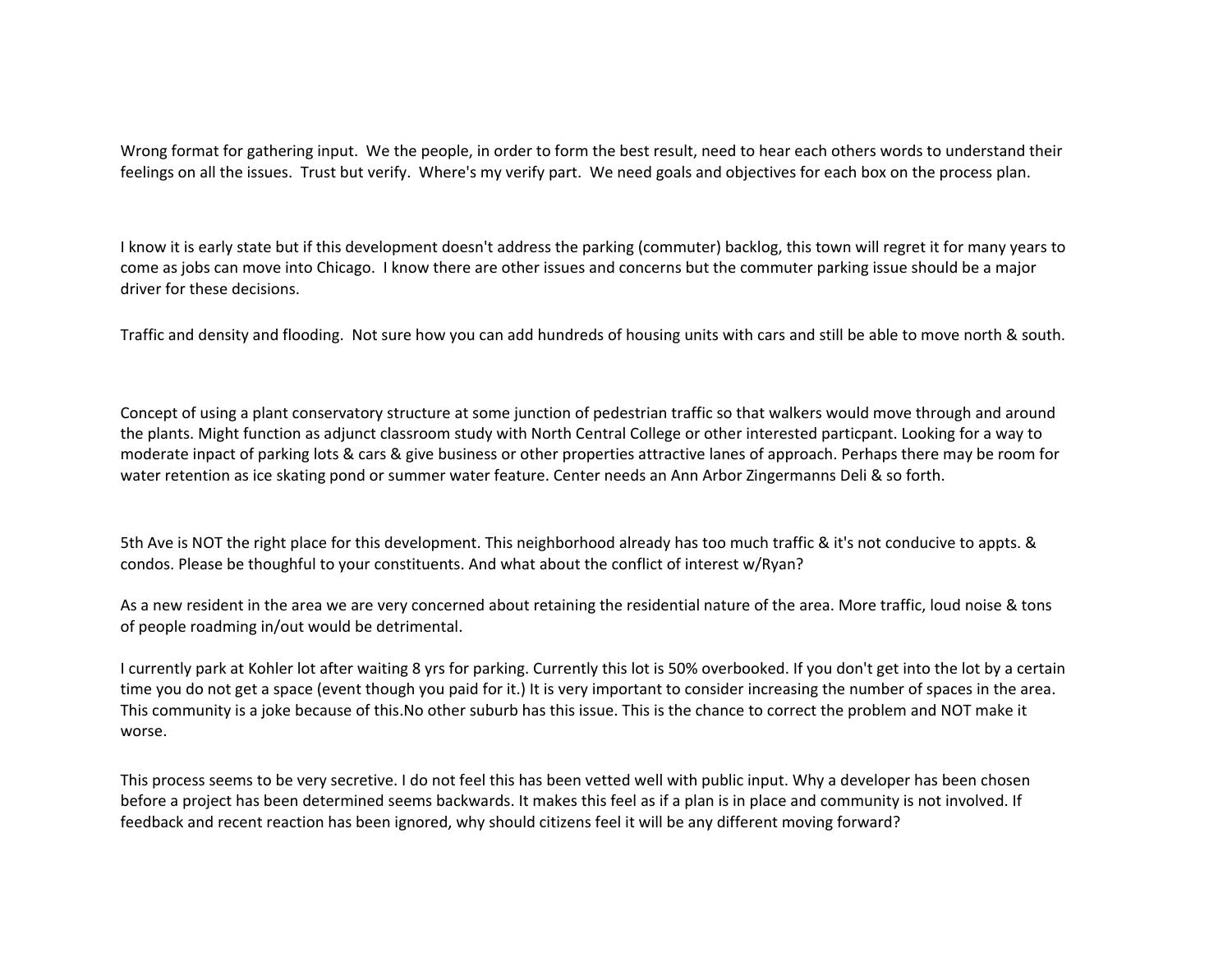Wrong format for gathering input.  We the people, in order to form the best result, need to hear each others words to understand their feelings on all the issues.  Trust but verify.  Where's my verify part.  We need goals and objectives for each box on the process plan.

I know it is early state but if this development doesn't address the parking (commuter) backlog, this town will regret it for many years to come as jobs can move into Chicago.  I know there are other issues and concerns but the commuter parking issue should be a major driver for these decisions.

Traffic and density and flooding.  Not sure how you can add hundreds of housing units with cars and still be able to move north & south.

Concept of using a plant conservatory structure at some junction of pedestrian traffic so that walkers would move through and around the plants. Might function as adjunct classroom study with North Central College or other interested particpant. Looking for a way to moderate inpact of parking lots & cars & give business or other properties attractive lanes of approach. Perhaps there may be room for water retention as ice skating pond or summer water feature. Center needs an Ann Arbor Zingermanns Deli & so forth.

5th Ave is NOT the right place for this development. This neighborhood already has too much traffic & it's not conducive to appts. & condos. Please be thoughful to your constituents. And what about the conflict of interest w/Ryan?

As a new resident in the area we are very concerned about retaining the residential nature of the area. More traffic, loud noise & tons of people roadming in/out would be detrimental.

I currently park at Kohler lot after waiting 8 yrs for parking. Currently this lot is 50% overbooked. If you don't get into the lot by a certain time you do not get a space (event though you paid for it.) It is very important to consider increasing the number of spaces in the area. This community is a joke because of this.No other suburb has this issue. This is the chance to correct the problem and NOT make it worse.

This process seems to be very secretive. I do not feel this has been vetted well with public input. Why a developer has been chosen before a project has been determined seems backwards. It makes this feel as if a plan is in place and community is not involved. If feedback and recent reaction has been ignored, why should citizens feel it will be any different moving forward?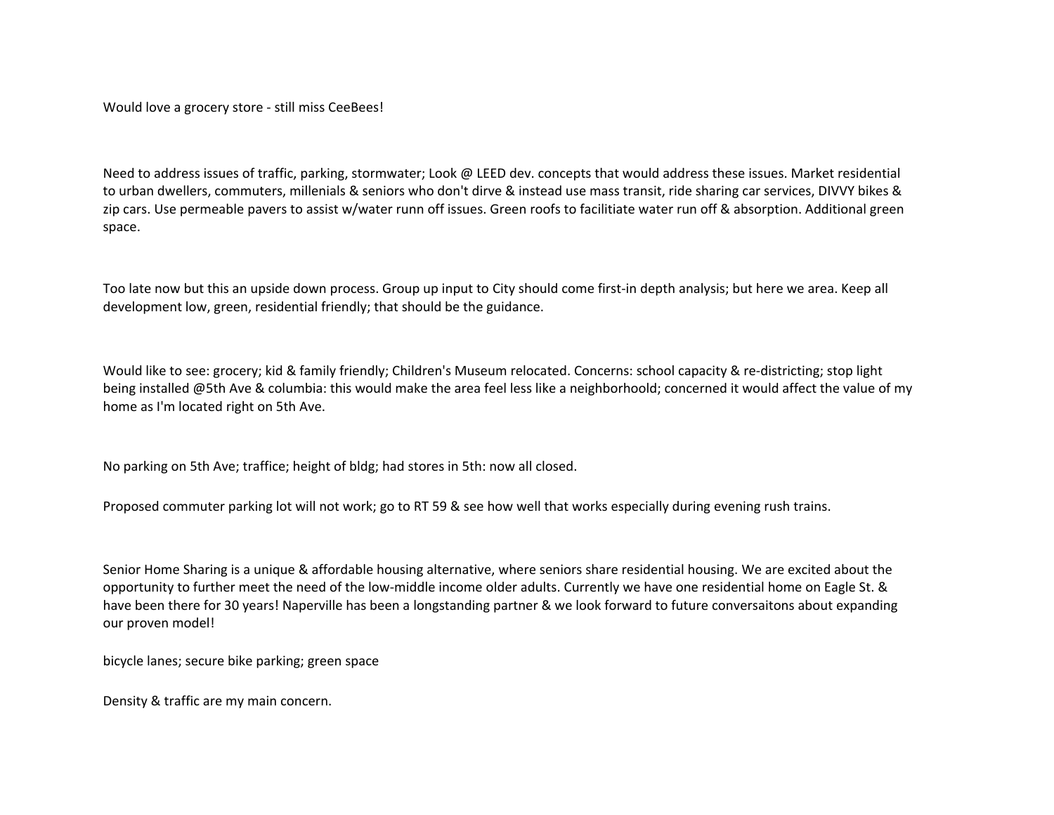Would love a grocery store - still miss CeeBees!

Need to address issues of traffic, parking, stormwater; Look @ LEED dev. concepts that would address these issues. Market residential to urban dwellers, commuters, millenials & seniors who don't dirve & instead use mass transit, ride sharing car services, DIVVY bikes & zip cars. Use permeable pavers to assist w/water runn off issues. Green roofs to facilitiate water run off & absorption. Additional green space.

Too late now but this an upside down process. Group up input to City should come first-in depth analysis; but here we area. Keep all development low, green, residential friendly; that should be the guidance.

Would like to see: grocery; kid & family friendly; Children's Museum relocated. Concerns: school capacity & re-districting; stop light being installed @5th Ave & columbia: this would make the area feel less like a neighborhoold; concerned it would affect the value of my home as I'm located right on 5th Ave.

No parking on 5th Ave; traffice; height of bldg; had stores in 5th: now all closed.

Proposed commuter parking lot will not work; go to RT 59 & see how well that works especially during evening rush trains.

Senior Home Sharing is a unique & affordable housing alternative, where seniors share residential housing. We are excited about the opportunity to further meet the need of the low-middle income older adults. Currently we have one residential home on Eagle St. & have been there for 30 years! Naperville has been a longstanding partner & we look forward to future conversaitons about expanding our proven model!

bicycle lanes; secure bike parking; green space

Density & traffic are my main concern.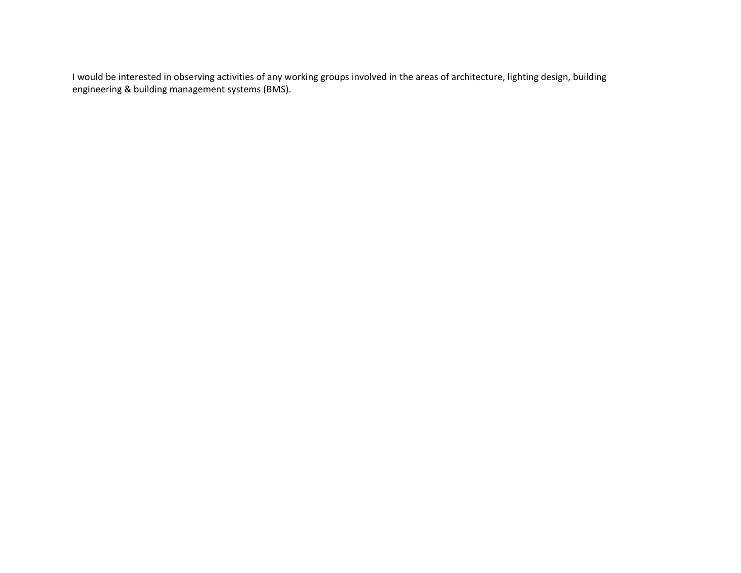I would be interested in observing activities of any working groups involved in the areas of architecture, lighting design, building engineering & building management systems (BMS).